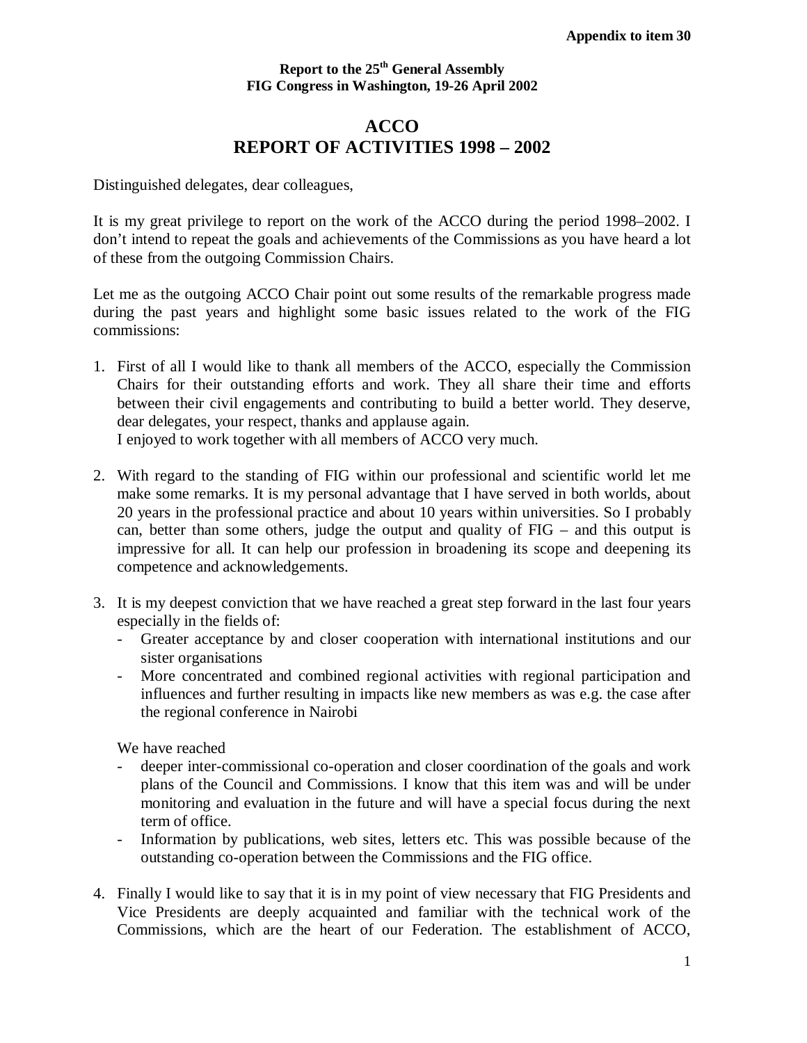**Appendix to item 30**

**Report to the 25th General Assembly**
**FIG Congress in Washington, 19-26 April 2002**

# ACCO
# REPORT OF ACTIVITIES 1998 – 2002

Distinguished delegates, dear colleagues,

It is my great privilege to report on the work of the ACCO during the period 1998–2002. I don't intend to repeat the goals and achievements of the Commissions as you have heard a lot of these from the outgoing Commission Chairs.

Let me as the outgoing ACCO Chair point out some results of the remarkable progress made during the past years and highlight some basic issues related to the work of the FIG commissions:

1. First of all I would like to thank all members of the ACCO, especially the Commission Chairs for their outstanding efforts and work. They all share their time and efforts between their civil engagements and contributing to build a better world. They deserve, dear delegates, your respect, thanks and applause again.
   I enjoyed to work together with all members of ACCO very much.

2. With regard to the standing of FIG within our professional and scientific world let me make some remarks. It is my personal advantage that I have served in both worlds, about 20 years in the professional practice and about 10 years within universities. So I probably can, better than some others, judge the output and quality of FIG – and this output is impressive for all. It can help our profession in broadening its scope and deepening its competence and acknowledgements.

3. It is my deepest conviction that we have reached a great step forward in the last four years especially in the fields of:
   - Greater acceptance by and closer cooperation with international institutions and our sister organisations
   - More concentrated and combined regional activities with regional participation and influences and further resulting in impacts like new members as was e.g. the case after the regional conference in Nairobi

   We have reached
   - deeper inter-commissional co-operation and closer coordination of the goals and work plans of the Council and Commissions. I know that this item was and will be under monitoring and evaluation in the future and will have a special focus during the next term of office.
   - Information by publications, web sites, letters etc. This was possible because of the outstanding co-operation between the Commissions and the FIG office.

4. Finally I would like to say that it is in my point of view necessary that FIG Presidents and Vice Presidents are deeply acquainted and familiar with the technical work of the Commissions, which are the heart of our Federation. The establishment of ACCO,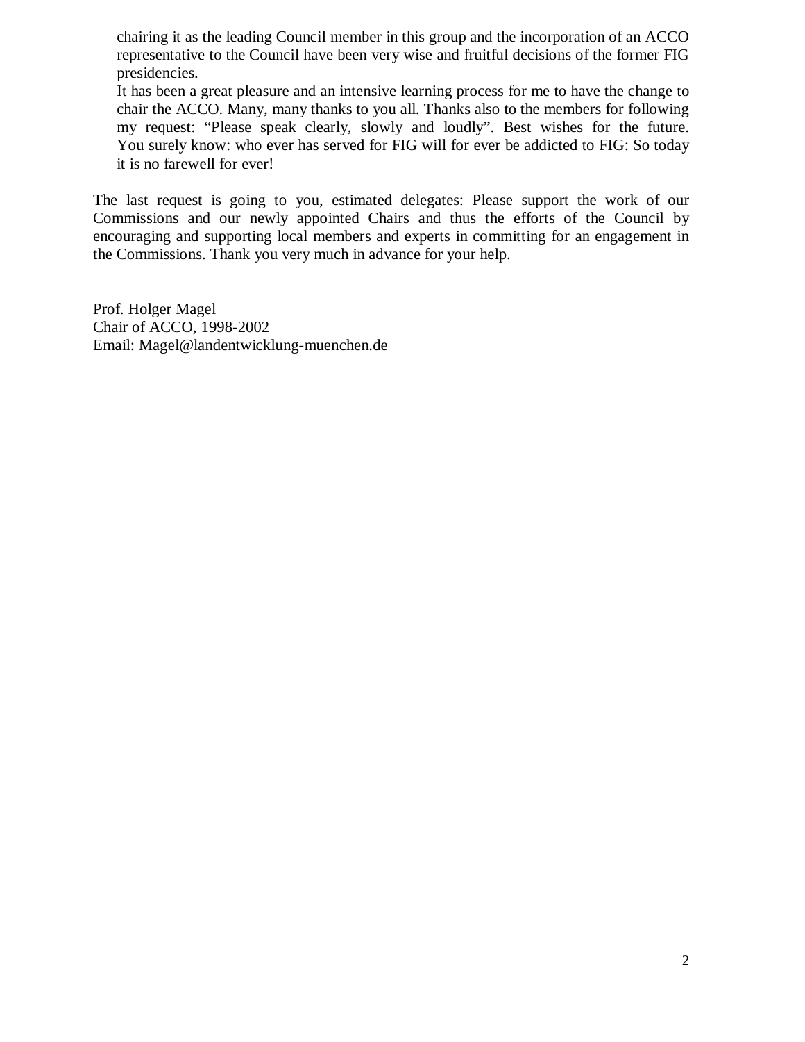chairing it as the leading Council member in this group and the incorporation of an ACCO representative to the Council have been very wise and fruitful decisions of the former FIG presidencies.

It has been a great pleasure and an intensive learning process for me to have the change to chair the ACCO. Many, many thanks to you all. Thanks also to the members for following my request: "Please speak clearly, slowly and loudly". Best wishes for the future. You surely know: who ever has served for FIG will for ever be addicted to FIG: So today it is no farewell for ever!

The last request is going to you, estimated delegates: Please support the work of our Commissions and our newly appointed Chairs and thus the efforts of the Council by encouraging and supporting local members and experts in committing for an engagement in the Commissions. Thank you very much in advance for your help.

Prof. Holger Magel
Chair of ACCO, 1998-2002
Email: Magel@landentwicklung-muenchen.de